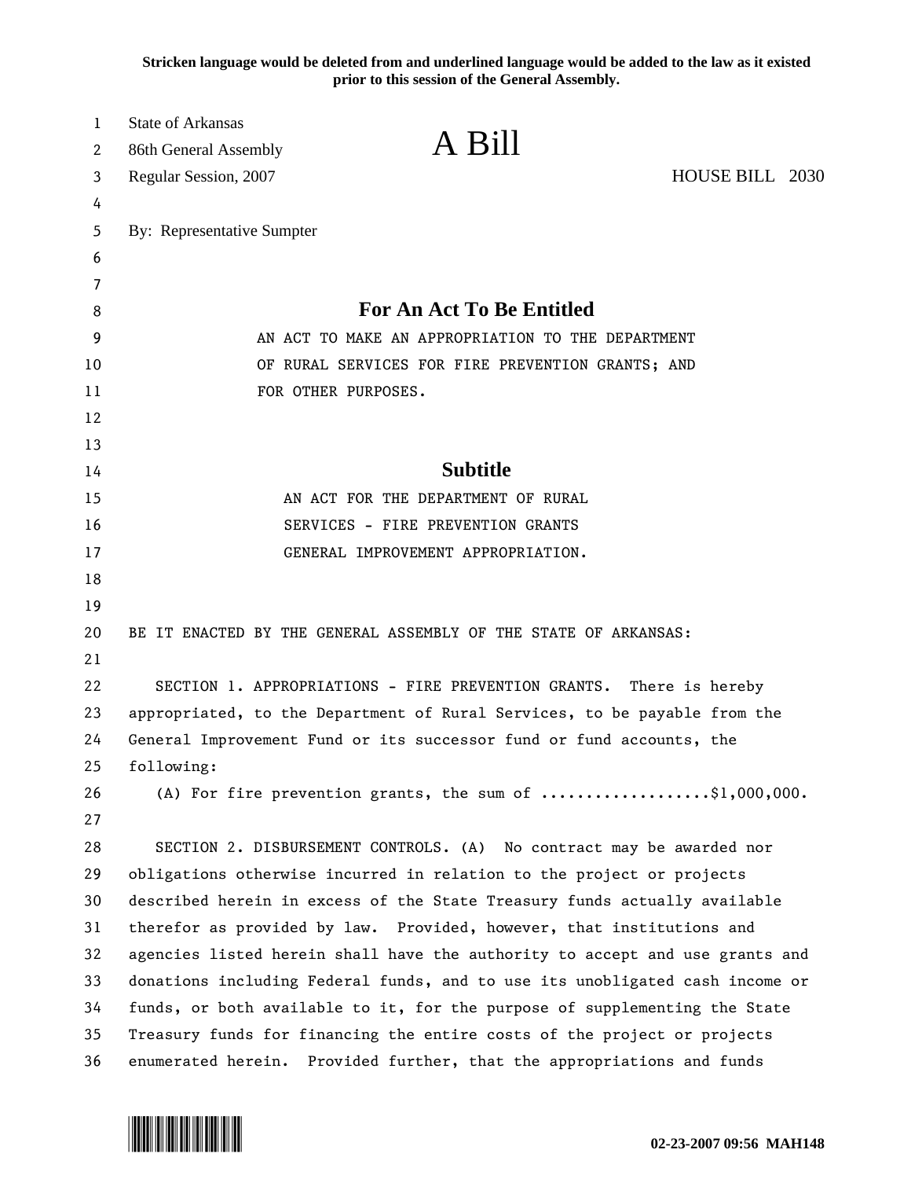**Stricken language would be deleted from and underlined language would be added to the law as it existed prior to this session of the General Assembly.**

State of Arkansas
86th General Assembly
Regular Session, 2007

# A Bill

HOUSE BILL 2030

By: Representative Sumpter

## For An Act To Be Entitled

AN ACT TO MAKE AN APPROPRIATION TO THE DEPARTMENT OF RURAL SERVICES FOR FIRE PREVENTION GRANTS; AND FOR OTHER PURPOSES.

## Subtitle

AN ACT FOR THE DEPARTMENT OF RURAL SERVICES - FIRE PREVENTION GRANTS GENERAL IMPROVEMENT APPROPRIATION.

BE IT ENACTED BY THE GENERAL ASSEMBLY OF THE STATE OF ARKANSAS:

SECTION 1. APPROPRIATIONS - FIRE PREVENTION GRANTS. There is hereby appropriated, to the Department of Rural Services, to be payable from the General Improvement Fund or its successor fund or fund accounts, the following:

(A) For fire prevention grants, the sum of ...................$1,000,000.

SECTION 2. DISBURSEMENT CONTROLS. (A) No contract may be awarded nor obligations otherwise incurred in relation to the project or projects described herein in excess of the State Treasury funds actually available therefor as provided by law. Provided, however, that institutions and agencies listed herein shall have the authority to accept and use grants and donations including Federal funds, and to use its unobligated cash income or funds, or both available to it, for the purpose of supplementing the State Treasury funds for financing the entire costs of the project or projects enumerated herein. Provided further, that the appropriations and funds

02-23-2007 09:56 MAH148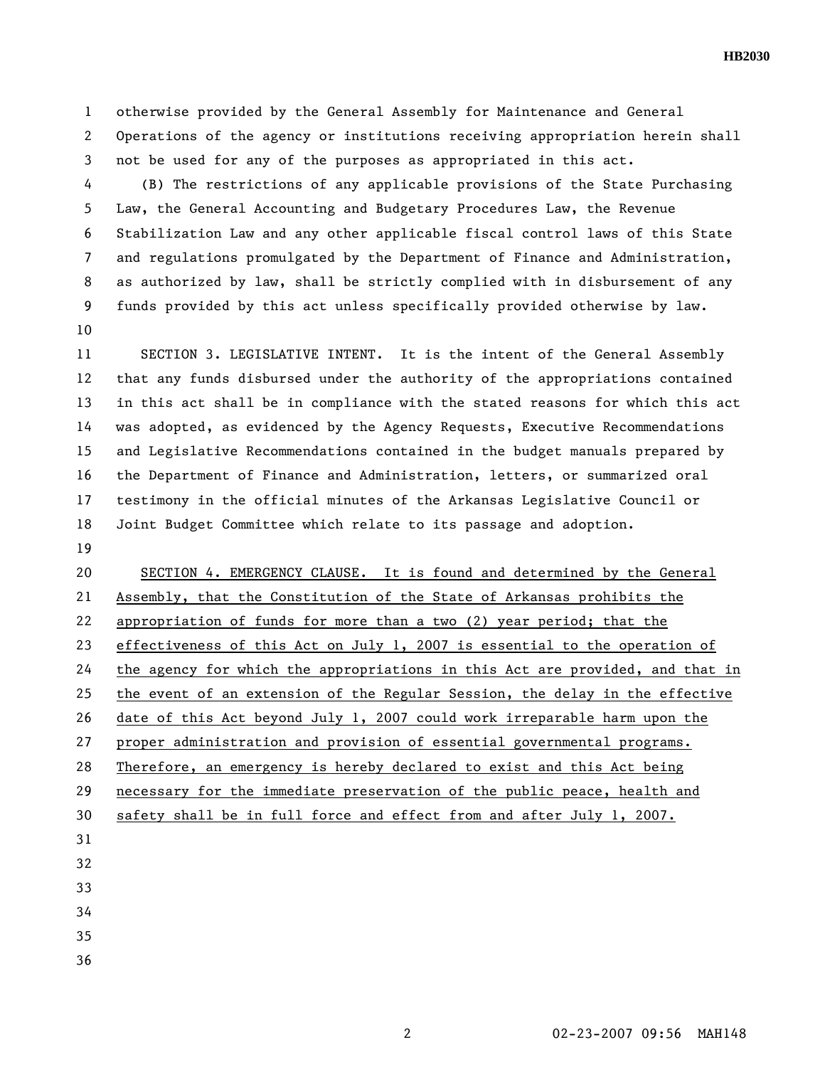otherwise provided by the General Assembly for Maintenance and General Operations of the agency or institutions receiving appropriation herein shall not be used for any of the purposes as appropriated in this act.

(B) The restrictions of any applicable provisions of the State Purchasing Law, the General Accounting and Budgetary Procedures Law, the Revenue Stabilization Law and any other applicable fiscal control laws of this State and regulations promulgated by the Department of Finance and Administration, as authorized by law, shall be strictly complied with in disbursement of any funds provided by this act unless specifically provided otherwise by law.

SECTION 3. LEGISLATIVE INTENT. It is the intent of the General Assembly that any funds disbursed under the authority of the appropriations contained in this act shall be in compliance with the stated reasons for which this act was adopted, as evidenced by the Agency Requests, Executive Recommendations and Legislative Recommendations contained in the budget manuals prepared by the Department of Finance and Administration, letters, or summarized oral testimony in the official minutes of the Arkansas Legislative Council or Joint Budget Committee which relate to its passage and adoption.

SECTION 4. EMERGENCY CLAUSE. It is found and determined by the General Assembly, that the Constitution of the State of Arkansas prohibits the appropriation of funds for more than a two (2) year period; that the effectiveness of this Act on July 1, 2007 is essential to the operation of the agency for which the appropriations in this Act are provided, and that in the event of an extension of the Regular Session, the delay in the effective date of this Act beyond July 1, 2007 could work irreparable harm upon the proper administration and provision of essential governmental programs. Therefore, an emergency is hereby declared to exist and this Act being necessary for the immediate preservation of the public peace, health and safety shall be in full force and effect from and after July 1, 2007.